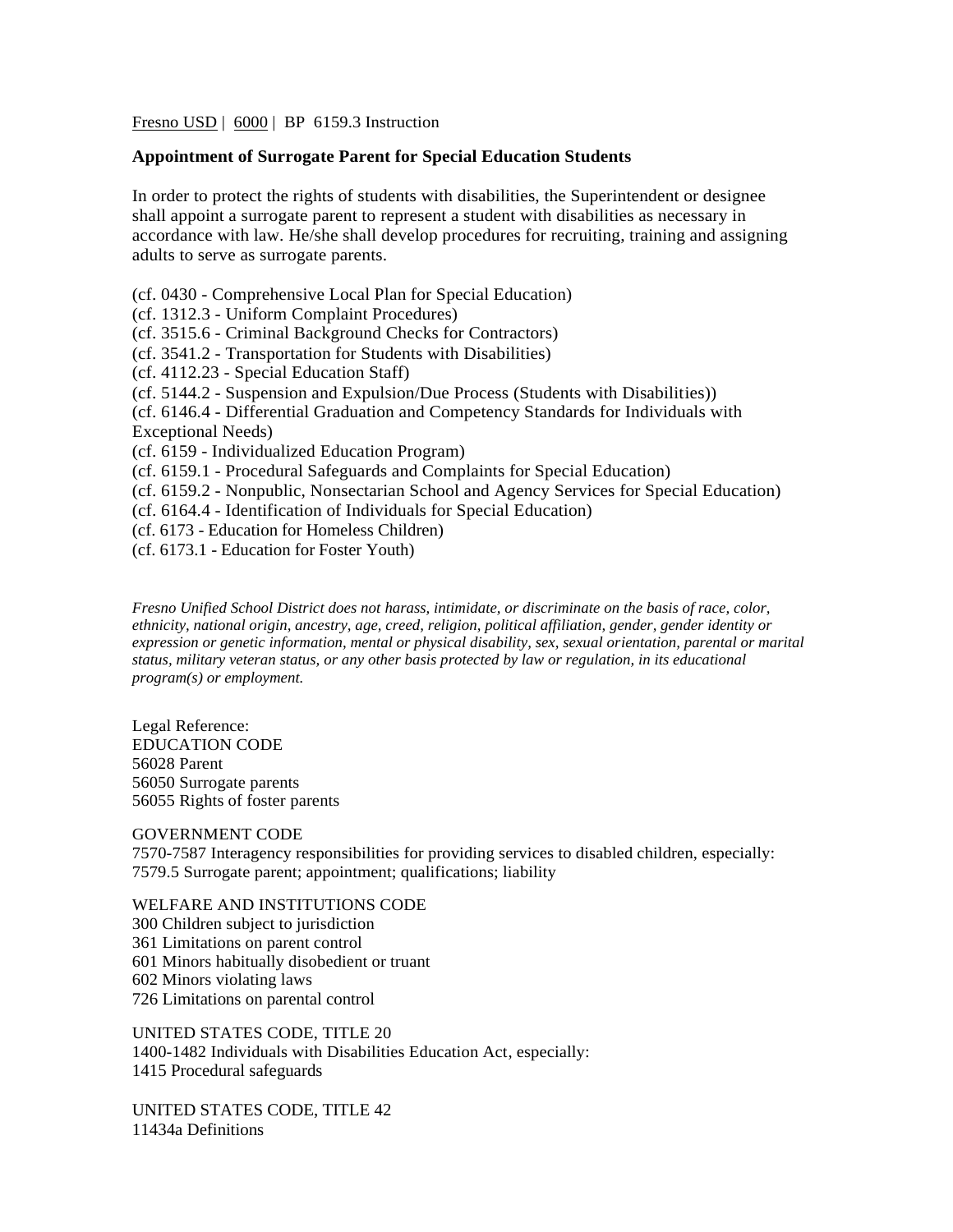Fresno USD | 6000 | BP 6159.3 Instruction

**Appointment of Surrogate Parent for Special Education Students**

In order to protect the rights of students with disabilities, the Superintendent or designee shall appoint a surrogate parent to represent a student with disabilities as necessary in accordance with law. He/she shall develop procedures for recruiting, training and assigning adults to serve as surrogate parents.

(cf. 0430 - Comprehensive Local Plan for Special Education)
(cf. 1312.3 - Uniform Complaint Procedures)
(cf. 3515.6 - Criminal Background Checks for Contractors)
(cf. 3541.2 - Transportation for Students with Disabilities)
(cf. 4112.23 - Special Education Staff)
(cf. 5144.2 - Suspension and Expulsion/Due Process (Students with Disabilities))
(cf. 6146.4 - Differential Graduation and Competency Standards for Individuals with Exceptional Needs)
(cf. 6159 - Individualized Education Program)
(cf. 6159.1 - Procedural Safeguards and Complaints for Special Education)
(cf. 6159.2 - Nonpublic, Nonsectarian School and Agency Services for Special Education)
(cf. 6164.4 - Identification of Individuals for Special Education)
(cf. 6173 - Education for Homeless Children)
(cf. 6173.1 - Education for Foster Youth)

*Fresno Unified School District does not harass, intimidate, or discriminate on the basis of race, color, ethnicity, national origin, ancestry, age, creed, religion, political affiliation, gender, gender identity or expression or genetic information, mental or physical disability, sex, sexual orientation, parental or marital status, military veteran status, or any other basis protected by law or regulation, in its educational program(s) or employment.*

Legal Reference:
EDUCATION CODE
56028 Parent
56050 Surrogate parents
56055 Rights of foster parents

GOVERNMENT CODE
7570-7587 Interagency responsibilities for providing services to disabled children, especially:
7579.5 Surrogate parent; appointment; qualifications; liability

WELFARE AND INSTITUTIONS CODE
300 Children subject to jurisdiction
361 Limitations on parent control
601 Minors habitually disobedient or truant
602 Minors violating laws
726 Limitations on parental control

UNITED STATES CODE, TITLE 20
1400-1482 Individuals with Disabilities Education Act, especially:
1415 Procedural safeguards

UNITED STATES CODE, TITLE 42
11434a Definitions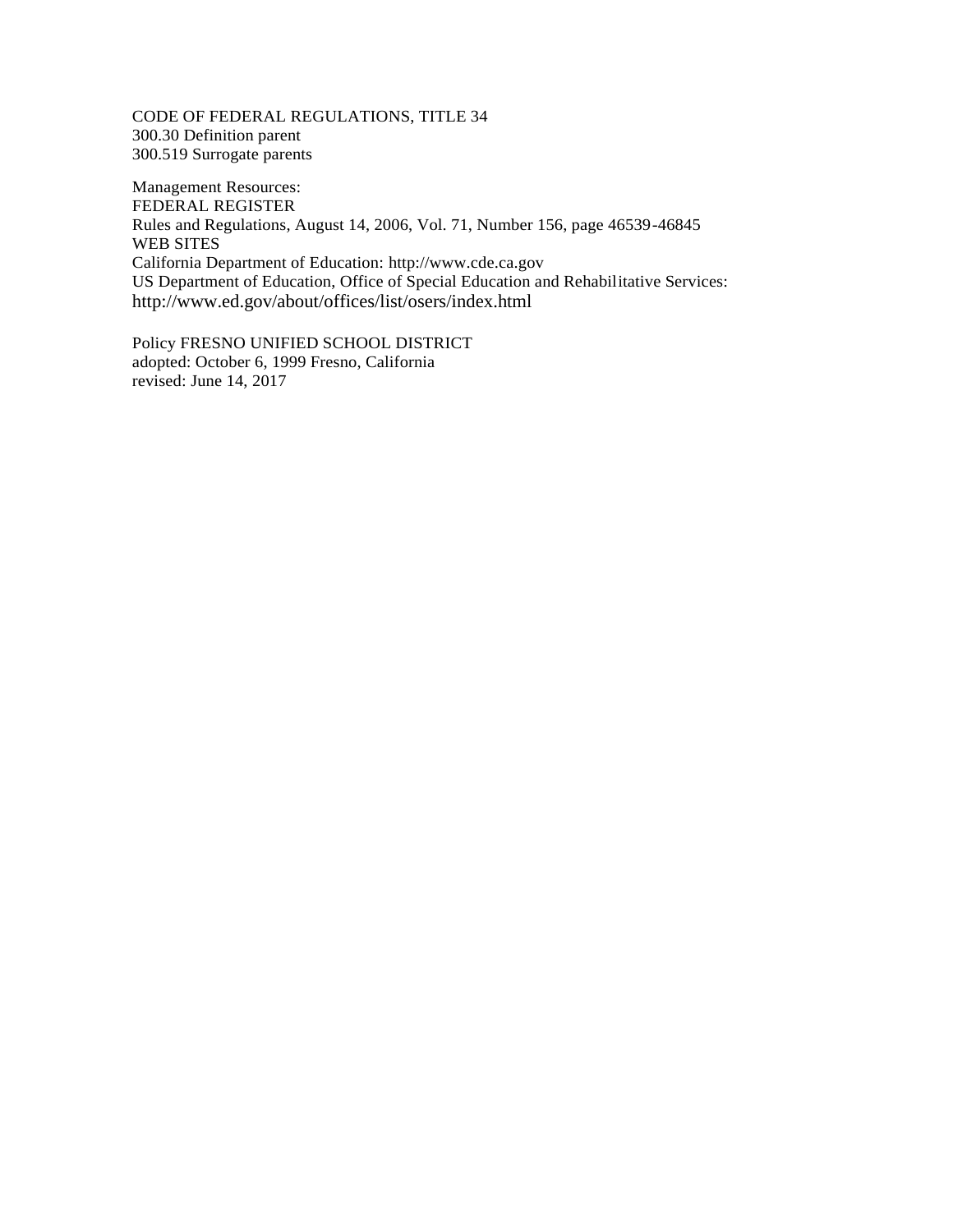CODE OF FEDERAL REGULATIONS, TITLE 34
300.30 Definition parent
300.519 Surrogate parents

Management Resources:
FEDERAL REGISTER
Rules and Regulations, August 14, 2006, Vol. 71, Number 156, page 46539-46845
WEB SITES
California Department of Education: http://www.cde.ca.gov
US Department of Education, Office of Special Education and Rehabilitative Services:
http://www.ed.gov/about/offices/list/osers/index.html

Policy FRESNO UNIFIED SCHOOL DISTRICT
adopted: October 6, 1999 Fresno, California
revised: June 14, 2017